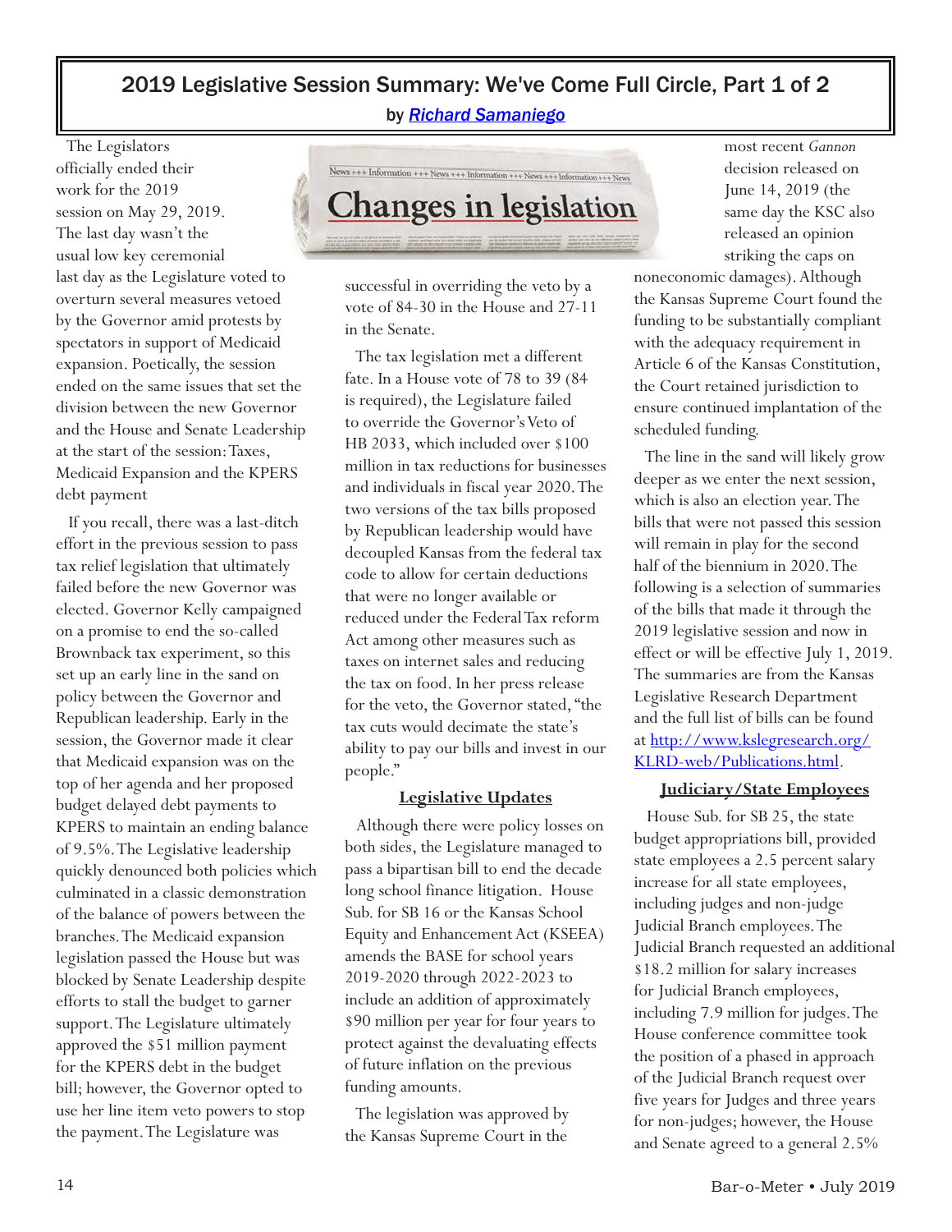# 2019 Legislative Session Summary: We've Come Full Circle, Part 1 of 2

by *[Richard Samaniego]*

The Legislators officially ended their work for the 2019 session on May 29, 2019. The last day wasn't the usual low key ceremonial last day as the Legislature voted to overturn several measures vetoed by the Governor amid protests by spectators in support of Medicaid expansion. Poetically, the session ended on the same issues that set the division between the new Governor and the House and Senate Leadership at the start of the session: Taxes, Medicaid Expansion and the KPERS debt payment

If you recall, there was a last-ditch effort in the previous session to pass tax relief legislation that ultimately failed before the new Governor was elected. Governor Kelly campaigned on a promise to end the so-called Brownback tax experiment, so this set up an early line in the sand on policy between the Governor and Republican leadership. Early in the session, the Governor made it clear that Medicaid expansion was on the top of her agenda and her proposed budget delayed debt payments to KPERS to maintain an ending balance of 9.5%. The Legislative leadership quickly denounced both policies which culminated in a classic demonstration of the balance of powers between the branches. The Medicaid expansion legislation passed the House but was blocked by Senate Leadership despite efforts to stall the budget to garner support. The Legislature ultimately approved the $51 million payment for the KPERS debt in the budget bill; however, the Governor opted to use her line item veto powers to stop the payment. The Legislature was successful in overriding the veto by a vote of 84-30 in the House and 27-11 in the Senate.

The tax legislation met a different fate. In a House vote of 78 to 39 (84 is required), the Legislature failed to override the Governor's Veto of HB 2033, which included over $100 million in tax reductions for businesses and individuals in fiscal year 2020. The two versions of the tax bills proposed by Republican leadership would have decoupled Kansas from the federal tax code to allow for certain deductions that were no longer available or reduced under the Federal Tax reform Act among other measures such as taxes on internet sales and reducing the tax on food. In her press release for the veto, the Governor stated, "the tax cuts would decimate the state's ability to pay our bills and invest in our people."

## Legislative Updates

Although there were policy losses on both sides, the Legislature managed to pass a bipartisan bill to end the decade long school finance litigation. House Sub. for SB 16 or the Kansas School Equity and Enhancement Act (KSEEA) amends the BASE for school years 2019-2020 through 2022-2023 to include an addition of approximately $90 million per year for four years to protect against the devaluating effects of future inflation on the previous funding amounts.

The legislation was approved by the Kansas Supreme Court in the most recent *Gannon* decision released on June 14, 2019 (the same day the KSC also released an opinion striking the caps on noneconomic damages). Although the Kansas Supreme Court found the funding to be substantially compliant with the adequacy requirement in Article 6 of the Kansas Constitution, the Court retained jurisdiction to ensure continued implantation of the scheduled funding.

The line in the sand will likely grow deeper as we enter the next session, which is also an election year. The bills that were not passed this session will remain in play for the second half of the biennium in 2020. The following is a selection of summaries of the bills that made it through the 2019 legislative session and now in effect or will be effective July 1, 2019. The summaries are from the Kansas Legislative Research Department and the full list of bills can be found at http://www.kslegresearch.org/KLRD-web/Publications.html.

## Judiciary/State Employees

House Sub. for SB 25, the state budget appropriations bill, provided state employees a 2.5 percent salary increase for all state employees, including judges and non-judge Judicial Branch employees. The Judicial Branch requested an additional $18.2 million for salary increases for Judicial Branch employees, including 7.9 million for judges. The House conference committee took the position of a phased in approach of the Judicial Branch request over five years for Judges and three years for non-judges; however, the House and Senate agreed to a general 2.5%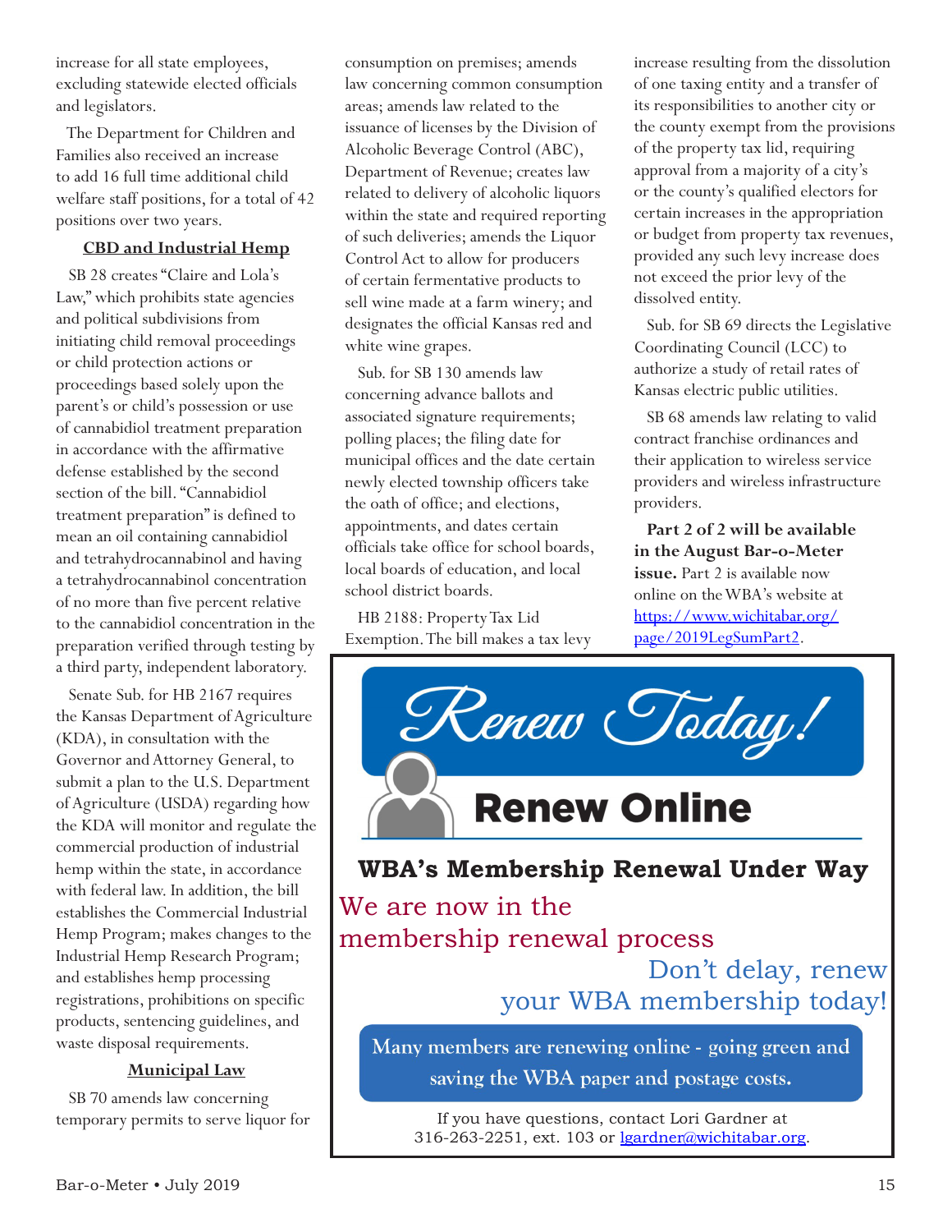increase for all state employees, excluding statewide elected officials and legislators.

The Department for Children and Families also received an increase to add 16 full time additional child welfare staff positions, for a total of 42 positions over two years.

### CBD and Industrial Hemp

SB 28 creates "Claire and Lola's Law," which prohibits state agencies and political subdivisions from initiating child removal proceedings or child protection actions or proceedings based solely upon the parent's or child's possession or use of cannabidiol treatment preparation in accordance with the affirmative defense established by the second section of the bill. "Cannabidiol treatment preparation" is defined to mean an oil containing cannabidiol and tetrahydrocannabinol and having a tetrahydrocannabinol concentration of no more than five percent relative to the cannabidiol concentration in the preparation verified through testing by a third party, independent laboratory.

Senate Sub. for HB 2167 requires the Kansas Department of Agriculture (KDA), in consultation with the Governor and Attorney General, to submit a plan to the U.S. Department of Agriculture (USDA) regarding how the KDA will monitor and regulate the commercial production of industrial hemp within the state, in accordance with federal law. In addition, the bill establishes the Commercial Industrial Hemp Program; makes changes to the Industrial Hemp Research Program; and establishes hemp processing registrations, prohibitions on specific products, sentencing guidelines, and waste disposal requirements.

### Municipal Law

SB 70 amends law concerning temporary permits to serve liquor for consumption on premises; amends law concerning common consumption areas; amends law related to the issuance of licenses by the Division of Alcoholic Beverage Control (ABC), Department of Revenue; creates law related to delivery of alcoholic liquors within the state and required reporting of such deliveries; amends the Liquor Control Act to allow for producers of certain fermentative products to sell wine made at a farm winery; and designates the official Kansas red and white wine grapes.

Sub. for SB 130 amends law concerning advance ballots and associated signature requirements; polling places; the filing date for municipal offices and the date certain newly elected township officers take the oath of office; and elections, appointments, and dates certain officials take office for school boards, local boards of education, and local school district boards.

HB 2188: Property Tax Lid Exemption. The bill makes a tax levy increase resulting from the dissolution of one taxing entity and a transfer of its responsibilities to another city or the county exempt from the provisions of the property tax lid, requiring approval from a majority of a city's or the county's qualified electors for certain increases in the appropriation or budget from property tax revenues, provided any such levy increase does not exceed the prior levy of the dissolved entity.

Sub. for SB 69 directs the Legislative Coordinating Council (LCC) to authorize a study of retail rates of Kansas electric public utilities.

SB 68 amends law relating to valid contract franchise ordinances and their application to wireless service providers and wireless infrastructure providers.

**Part 2 of 2 will be available in the August Bar-o-Meter issue.** Part 2 is available now online on the WBA's website at https://www.wichitabar.org/page/2019LegSumPart2.

---

# Renew Today!

## Renew Online

**WBA's Membership Renewal Under Way**

We are now in the membership renewal process

Don't delay, renew your WBA membership today!

Many members are renewing online - going green and saving the WBA paper and postage costs.

If you have questions, contact Lori Gardner at 316-263-2251, ext. 103 or lgardner@wichitabar.org.